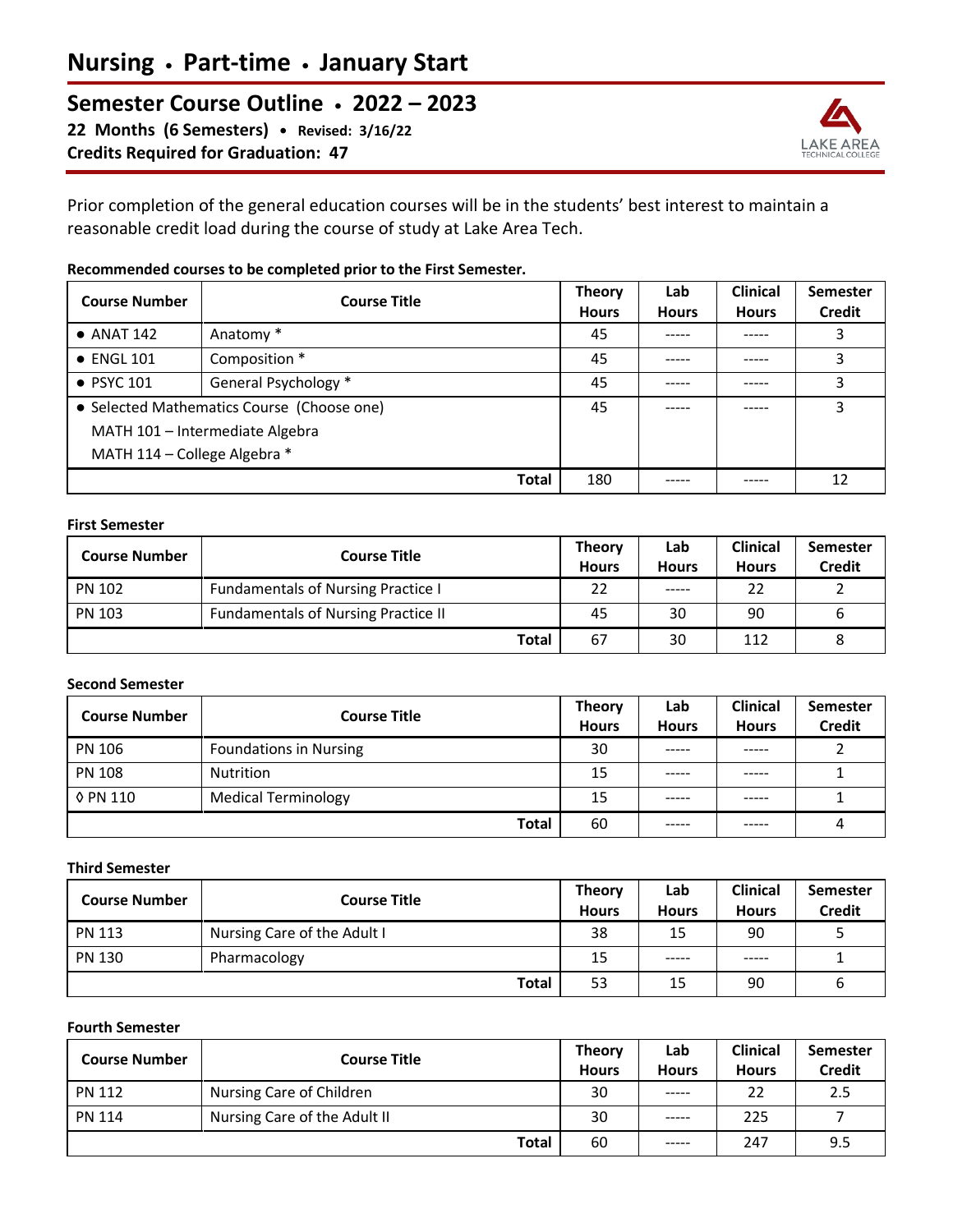# Nursing • Part-time • January Start

## Semester Course Outline • 2022 – 2023

**22 Months (6 Semesters) • Revised: 3/16/22**
**Credits Required for Graduation: 47**

Prior completion of the general education courses will be in the students' best interest to maintain a reasonable credit load during the course of study at Lake Area Tech.

**Recommended courses to be completed prior to the First Semester.**

| Course Number | Course Title | Theory Hours | Lab Hours | Clinical Hours | Semester Credit |
|---|---|---|---|---|---|
| • ANAT 142 | Anatomy * | 45 | ----- | ----- | 3 |
| • ENGL 101 | Composition * | 45 | ----- | ----- | 3 |
| • PSYC 101 | General Psychology * | 45 | ----- | ----- | 3 |
| • Selected Mathematics Course (Choose one)<br>MATH 101 – Intermediate Algebra<br>MATH 114 – College Algebra * | | 45 | ----- | ----- | 3 |
| | **Total** | 180 | ----- | ----- | 12 |

**First Semester**

| Course Number | Course Title | Theory Hours | Lab Hours | Clinical Hours | Semester Credit |
|---|---|---|---|---|---|
| PN 102 | Fundamentals of Nursing Practice I | 22 | ----- | 22 | 2 |
| PN 103 | Fundamentals of Nursing Practice II | 45 | 30 | 90 | 6 |
| | **Total** | 67 | 30 | 112 | 8 |

**Second Semester**

| Course Number | Course Title | Theory Hours | Lab Hours | Clinical Hours | Semester Credit |
|---|---|---|---|---|---|
| PN 106 | Foundations in Nursing | 30 | ----- | ----- | 2 |
| PN 108 | Nutrition | 15 | ----- | ----- | 1 |
| ◊ PN 110 | Medical Terminology | 15 | ----- | ----- | 1 |
| | **Total** | 60 | ----- | ----- | 4 |

**Third Semester**

| Course Number | Course Title | Theory Hours | Lab Hours | Clinical Hours | Semester Credit |
|---|---|---|---|---|---|
| PN 113 | Nursing Care of the Adult I | 38 | 15 | 90 | 5 |
| PN 130 | Pharmacology | 15 | ----- | ----- | 1 |
| | **Total** | 53 | 15 | 90 | 6 |

**Fourth Semester**

| Course Number | Course Title | Theory Hours | Lab Hours | Clinical Hours | Semester Credit |
|---|---|---|---|---|---|
| PN 112 | Nursing Care of Children | 30 | ----- | 22 | 2.5 |
| PN 114 | Nursing Care of the Adult II | 30 | ----- | 225 | 7 |
| | **Total** | 60 | ----- | 247 | 9.5 |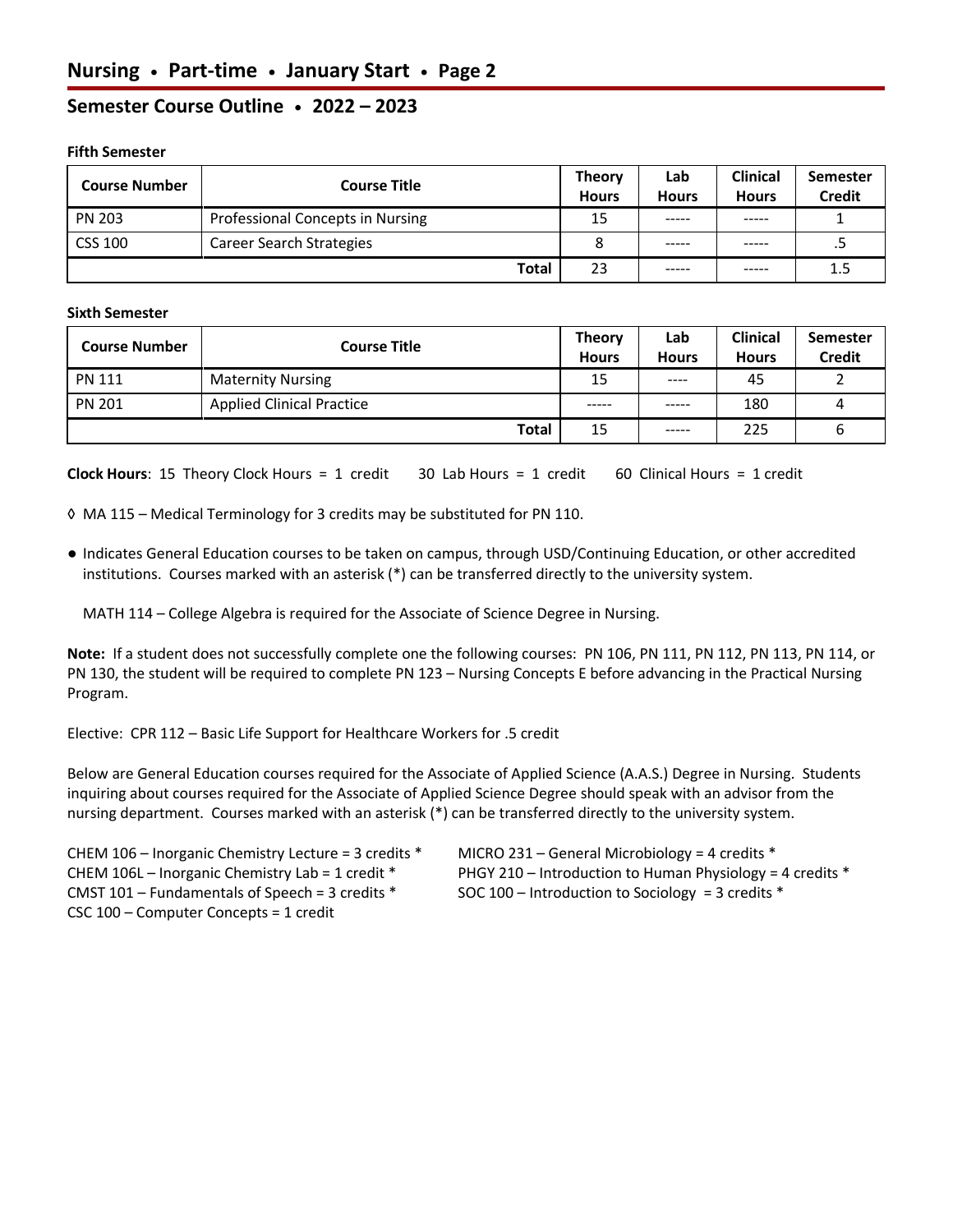## Nursing • Part-time • January Start • Page 2

### Semester Course Outline • 2022 – 2023

**Fifth Semester**

| Course Number | Course Title | Theory Hours | Lab Hours | Clinical Hours | Semester Credit |
|---|---|---|---|---|---|
| PN 203 | Professional Concepts in Nursing | 15 | ----- | ----- | 1 |
| CSS 100 | Career Search Strategies | 8 | ----- | ----- | .5 |
| | **Total** | 23 | ----- | ----- | 1.5 |

**Sixth Semester**

| Course Number | Course Title | Theory Hours | Lab Hours | Clinical Hours | Semester Credit |
|---|---|---|---|---|---|
| PN 111 | Maternity Nursing | 15 | ---- | 45 | 2 |
| PN 201 | Applied Clinical Practice | ----- | ----- | 180 | 4 |
| | **Total** | 15 | ----- | 225 | 6 |

**Clock Hours**: 15 Theory Clock Hours = 1 credit 30 Lab Hours = 1 credit 60 Clinical Hours = 1 credit

◊ MA 115 – Medical Terminology for 3 credits may be substituted for PN 110.

● Indicates General Education courses to be taken on campus, through USD/Continuing Education, or other accredited institutions. Courses marked with an asterisk (*) can be transferred directly to the university system.

MATH 114 – College Algebra is required for the Associate of Science Degree in Nursing.

**Note:** If a student does not successfully complete one the following courses: PN 106, PN 111, PN 112, PN 113, PN 114, or PN 130, the student will be required to complete PN 123 – Nursing Concepts E before advancing in the Practical Nursing Program.

Elective: CPR 112 – Basic Life Support for Healthcare Workers for .5 credit

Below are General Education courses required for the Associate of Applied Science (A.A.S.) Degree in Nursing. Students inquiring about courses required for the Associate of Applied Science Degree should speak with an advisor from the nursing department. Courses marked with an asterisk (*) can be transferred directly to the university system.

CHEM 106 – Inorganic Chemistry Lecture = 3 credits *
CHEM 106L – Inorganic Chemistry Lab = 1 credit *
CMST 101 – Fundamentals of Speech = 3 credits *
CSC 100 – Computer Concepts = 1 credit
MICRO 231 – General Microbiology = 4 credits *
PHGY 210 – Introduction to Human Physiology = 4 credits *
SOC 100 – Introduction to Sociology = 3 credits *